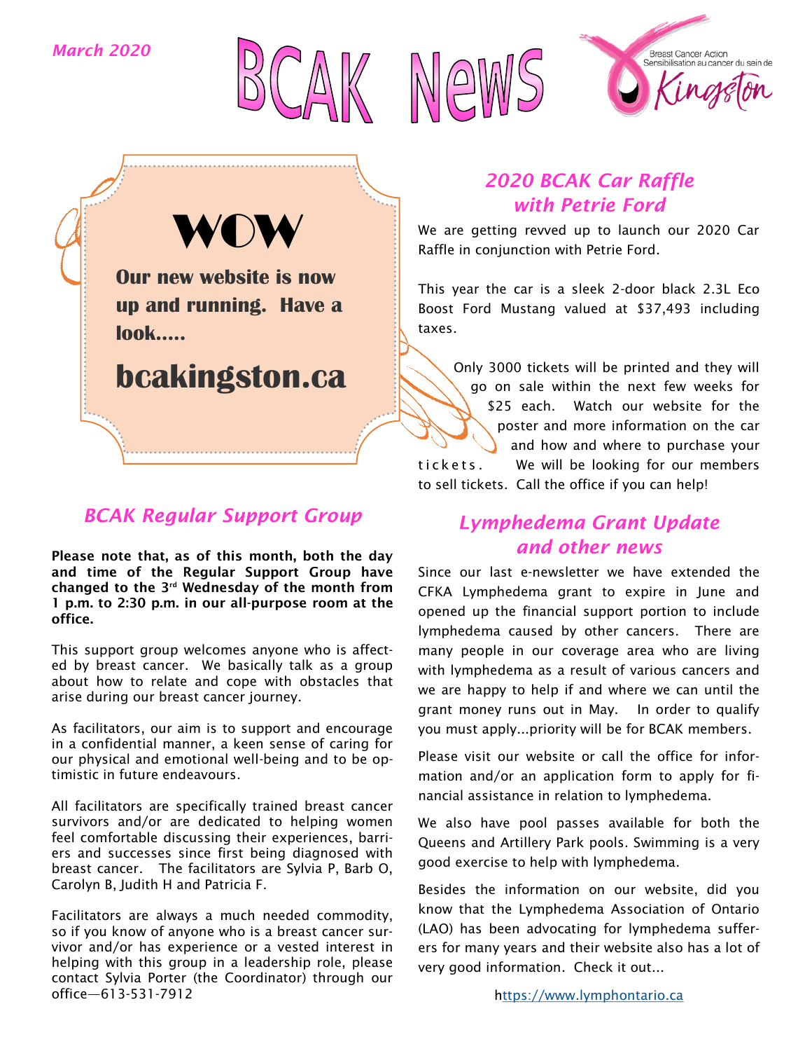*March 2020*

# BCAK News

Breast Cancer Action
Sensibilisation au cancer du sein de
Kingston

## WOW

**Our new website is now up and running. Have a look.....**

**bcakingston.ca**

## *BCAK Regular Support Group*

**Please note that, as of this month, both the day and time of the Regular Support Group have changed to the 3rd Wednesday of the month from 1 p.m. to 2:30 p.m. in our all-purpose room at the office.**

This support group welcomes anyone who is affected by breast cancer. We basically talk as a group about how to relate and cope with obstacles that arise during our breast cancer journey.

As facilitators, our aim is to support and encourage in a confidential manner, a keen sense of caring for our physical and emotional well-being and to be optimistic in future endeavours.

All facilitators are specifically trained breast cancer survivors and/or are dedicated to helping women feel comfortable discussing their experiences, barriers and successes since first being diagnosed with breast cancer. The facilitators are Sylvia P, Barb O, Carolyn B, Judith H and Patricia F.

Facilitators are always a much needed commodity, so if you know of anyone who is a breast cancer survivor and/or has experience or a vested interest in helping with this group in a leadership role, please contact Sylvia Porter (the Coordinator) through our office—613-531-7912

## *2020 BCAK Car Raffle with Petrie Ford*

We are getting revved up to launch our 2020 Car Raffle in conjunction with Petrie Ford.

This year the car is a sleek 2-door black 2.3L Eco Boost Ford Mustang valued at $37,493 including taxes.

Only 3000 tickets will be printed and they will go on sale within the next few weeks for $25 each. Watch our website for the poster and more information on the car and how and where to purchase your tickets. We will be looking for our members to sell tickets. Call the office if you can help!

## *Lymphedema Grant Update and other news*

Since our last e-newsletter we have extended the CFKA Lymphedema grant to expire in June and opened up the financial support portion to include lymphedema caused by other cancers. There are many people in our coverage area who are living with lymphedema as a result of various cancers and we are happy to help if and where we can until the grant money runs out in May. In order to qualify you must apply...priority will be for BCAK members.

Please visit our website or call the office for information and/or an application form to apply for financial assistance in relation to lymphedema.

We also have pool passes available for both the Queens and Artillery Park pools. Swimming is a very good exercise to help with lymphedema.

Besides the information on our website, did you know that the Lymphedema Association of Ontario (LAO) has been advocating for lymphedema sufferers for many years and their website also has a lot of very good information. Check it out...

https://www.lymphontario.ca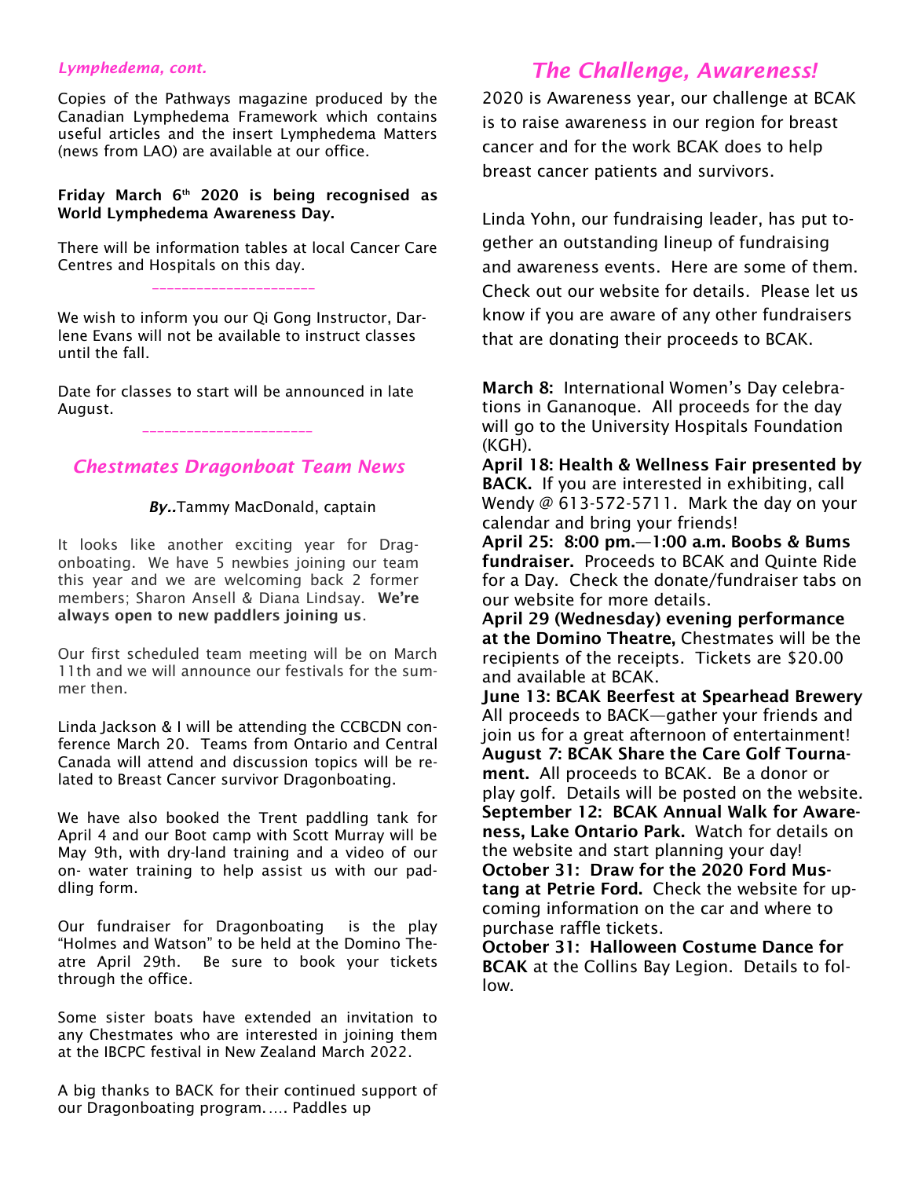*Lymphedema, cont.*

Copies of the Pathways magazine produced by the Canadian Lymphedema Framework which contains useful articles and the insert Lymphedema Matters (news from LAO) are available at our office.

**Friday March 6th 2020 is being recognised as World Lymphedema Awareness Day.**

There will be information tables at local Cancer Care Centres and Hospitals on this day.

---

We wish to inform you our Qi Gong Instructor, Darlene Evans will not be available to instruct classes until the fall.

Date for classes to start will be announced in late August.

---

## *Chestmates Dragonboat Team News*

***By..*** Tammy MacDonald, captain

It looks like another exciting year for Dragonboating. We have 5 newbies joining our team this year and we are welcoming back 2 former members; Sharon Ansell & Diana Lindsay. **We're always open to new paddlers joining us**.

Our first scheduled team meeting will be on March 11th and we will announce our festivals for the summer then.

Linda Jackson & I will be attending the CCBCDN conference March 20. Teams from Ontario and Central Canada will attend and discussion topics will be related to Breast Cancer survivor Dragonboating.

We have also booked the Trent paddling tank for April 4 and our Boot camp with Scott Murray will be May 9th, with dry-land training and a video of our on- water training to help assist us with our paddling form.

Our fundraiser for Dragonboating is the play "Holmes and Watson" to be held at the Domino Theatre April 29th. Be sure to book your tickets through the office.

Some sister boats have extended an invitation to any Chestmates who are interested in joining them at the IBCPC festival in New Zealand March 2022.

A big thanks to BACK for their continued support of our Dragonboating program….. Paddles up

## *The Challenge, Awareness!*

2020 is Awareness year, our challenge at BCAK is to raise awareness in our region for breast cancer and for the work BCAK does to help breast cancer patients and survivors.

Linda Yohn, our fundraising leader, has put together an outstanding lineup of fundraising and awareness events. Here are some of them. Check out our website for details. Please let us know if you are aware of any other fundraisers that are donating their proceeds to BCAK.

**March 8:** International Women's Day celebrations in Gananoque. All proceeds for the day will go to the University Hospitals Foundation (KGH).

**April 18: Health & Wellness Fair presented by BACK.** If you are interested in exhibiting, call Wendy @ 613-572-5711. Mark the day on your calendar and bring your friends!

**April 25: 8:00 pm.—1:00 a.m. Boobs & Bums fundraiser.** Proceeds to BCAK and Quinte Ride for a Day. Check the donate/fundraiser tabs on our website for more details.

**April 29 (Wednesday) evening performance at the Domino Theatre,** Chestmates will be the recipients of the receipts. Tickets are $20.00 and available at BCAK.

**June 13: BCAK Beerfest at Spearhead Brewery** All proceeds to BACK—gather your friends and join us for a great afternoon of entertainment!

**August 7: BCAK Share the Care Golf Tournament.** All proceeds to BCAK. Be a donor or play golf. Details will be posted on the website.

**September 12: BCAK Annual Walk for Awareness, Lake Ontario Park.** Watch for details on the website and start planning your day!

**October 31: Draw for the 2020 Ford Mustang at Petrie Ford.** Check the website for upcoming information on the car and where to purchase raffle tickets.

**October 31: Halloween Costume Dance for BCAK** at the Collins Bay Legion. Details to follow.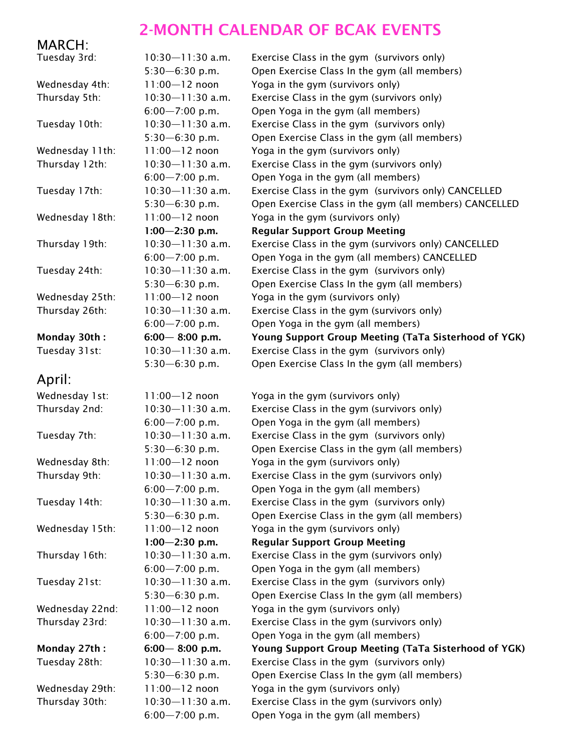# 2-MONTH CALENDAR OF BCAK EVENTS

## MARCH:

| Day | Time | Event |
|---|---|---|
| Tuesday 3rd: | 10:30—11:30 a.m. | Exercise Class in the gym (survivors only) |
| | 5:30—6:30 p.m. | Open Exercise Class In the gym (all members) |
| Wednesday 4th: | 11:00—12 noon | Yoga in the gym (survivors only) |
| Thursday 5th: | 10:30—11:30 a.m. | Exercise Class in the gym (survivors only) |
| | 6:00—7:00 p.m. | Open Yoga in the gym (all members) |
| Tuesday 10th: | 10:30—11:30 a.m. | Exercise Class in the gym (survivors only) |
| | 5:30—6:30 p.m. | Open Exercise Class in the gym (all members) |
| Wednesday 11th: | 11:00—12 noon | Yoga in the gym (survivors only) |
| Thursday 12th: | 10:30—11:30 a.m. | Exercise Class in the gym (survivors only) |
| | 6:00—7:00 p.m. | Open Yoga in the gym (all members) |
| Tuesday 17th: | 10:30—11:30 a.m. | Exercise Class in the gym (survivors only) CANCELLED |
| | 5:30—6:30 p.m. | Open Exercise Class in the gym (all members) CANCELLED |
| Wednesday 18th: | 11:00—12 noon | Yoga in the gym (survivors only) |
| | **1:00—2:30 p.m.** | **Regular Support Group Meeting** |
| Thursday 19th: | 10:30—11:30 a.m. | Exercise Class in the gym (survivors only) CANCELLED |
| | 6:00—7:00 p.m. | Open Yoga in the gym (all members) CANCELLED |
| Tuesday 24th: | 10:30—11:30 a.m. | Exercise Class in the gym (survivors only) |
| | 5:30—6:30 p.m. | Open Exercise Class In the gym (all members) |
| Wednesday 25th: | 11:00—12 noon | Yoga in the gym (survivors only) |
| Thursday 26th: | 10:30—11:30 a.m. | Exercise Class in the gym (survivors only) |
| | 6:00—7:00 p.m. | Open Yoga in the gym (all members) |
| **Monday 30th :** | **6:00— 8:00 p.m.** | **Young Support Group Meeting (TaTa Sisterhood of YGK)** |
| Tuesday 31st: | 10:30—11:30 a.m. | Exercise Class in the gym (survivors only) |
| | 5:30—6:30 p.m. | Open Exercise Class In the gym (all members) |

## April:

| Day | Time | Event |
|---|---|---|
| Wednesday 1st: | 11:00—12 noon | Yoga in the gym (survivors only) |
| Thursday 2nd: | 10:30—11:30 a.m. | Exercise Class in the gym (survivors only) |
| | 6:00—7:00 p.m. | Open Yoga in the gym (all members) |
| Tuesday 7th: | 10:30—11:30 a.m. | Exercise Class in the gym (survivors only) |
| | 5:30—6:30 p.m. | Open Exercise Class in the gym (all members) |
| Wednesday 8th: | 11:00—12 noon | Yoga in the gym (survivors only) |
| Thursday 9th: | 10:30—11:30 a.m. | Exercise Class in the gym (survivors only) |
| | 6:00—7:00 p.m. | Open Yoga in the gym (all members) |
| Tuesday 14th: | 10:30—11:30 a.m. | Exercise Class in the gym (survivors only) |
| | 5:30—6:30 p.m. | Open Exercise Class in the gym (all members) |
| Wednesday 15th: | 11:00—12 noon | Yoga in the gym (survivors only) |
| | **1:00—2:30 p.m.** | **Regular Support Group Meeting** |
| Thursday 16th: | 10:30—11:30 a.m. | Exercise Class in the gym (survivors only) |
| | 6:00—7:00 p.m. | Open Yoga in the gym (all members) |
| Tuesday 21st: | 10:30—11:30 a.m. | Exercise Class in the gym (survivors only) |
| | 5:30—6:30 p.m. | Open Exercise Class In the gym (all members) |
| Wednesday 22nd: | 11:00—12 noon | Yoga in the gym (survivors only) |
| Thursday 23rd: | 10:30—11:30 a.m. | Exercise Class in the gym (survivors only) |
| | 6:00—7:00 p.m. | Open Yoga in the gym (all members) |
| **Monday 27th :** | **6:00— 8:00 p.m.** | **Young Support Group Meeting (TaTa Sisterhood of YGK)** |
| Tuesday 28th: | 10:30—11:30 a.m. | Exercise Class in the gym (survivors only) |
| | 5:30—6:30 p.m. | Open Exercise Class In the gym (all members) |
| Wednesday 29th: | 11:00—12 noon | Yoga in the gym (survivors only) |
| Thursday 30th: | 10:30—11:30 a.m. | Exercise Class in the gym (survivors only) |
| | 6:00—7:00 p.m. | Open Yoga in the gym (all members) |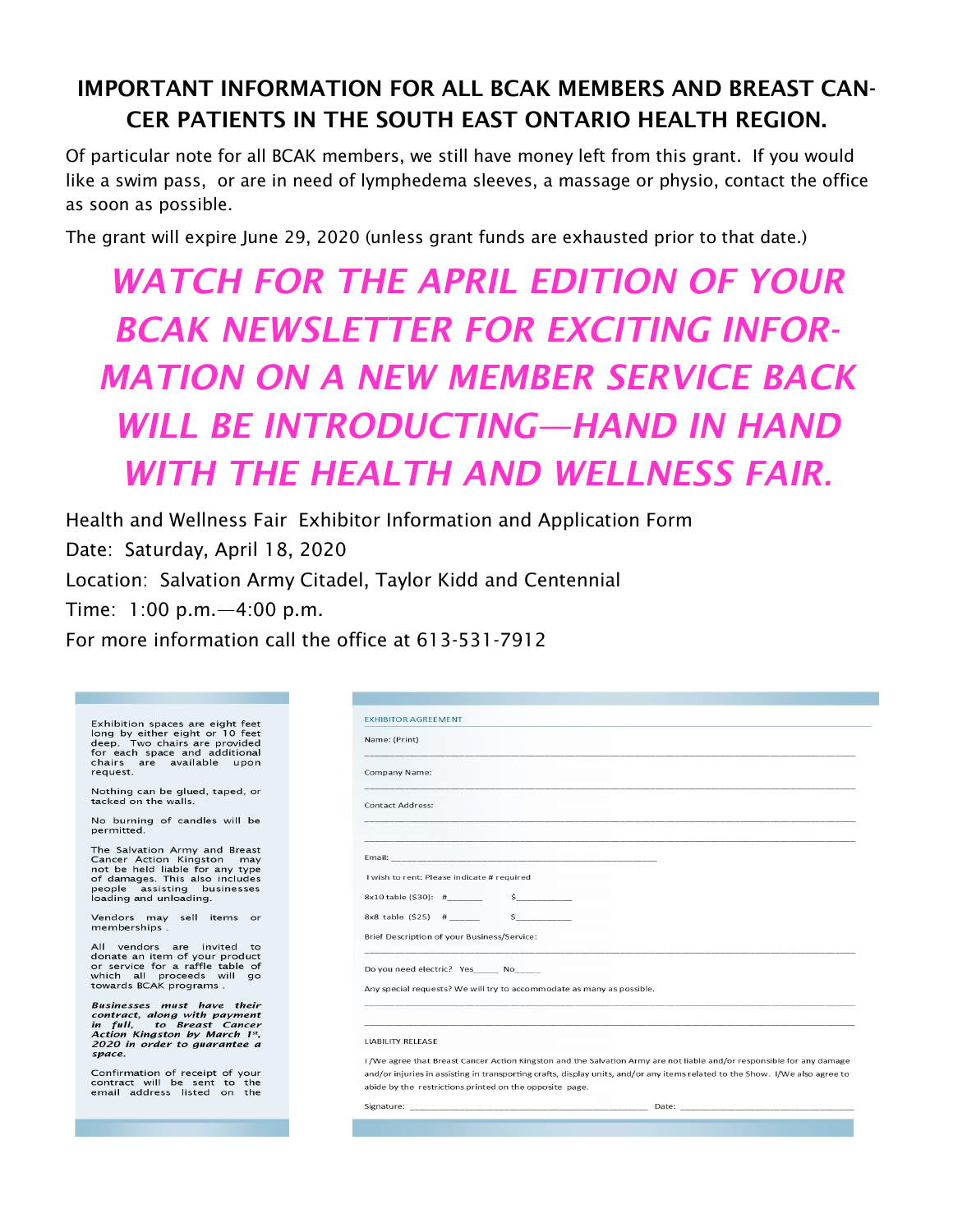## IMPORTANT INFORMATION FOR ALL BCAK MEMBERS AND BREAST CANCER PATIENTS IN THE SOUTH EAST ONTARIO HEALTH REGION.

Of particular note for all BCAK members, we still have money left from this grant. If you would like a swim pass, or are in need of lymphedema sleeves, a massage or physio, contact the office as soon as possible.

The grant will expire June 29, 2020 (unless grant funds are exhausted prior to that date.)

***WATCH FOR THE APRIL EDITION OF YOUR BCAK NEWSLETTER FOR EXCITING INFORMATION ON A NEW MEMBER SERVICE BACK WILL BE INTRODUCTING—HAND IN HAND WITH THE HEALTH AND WELLNESS FAIR.***

Health and Wellness Fair Exhibitor Information and Application Form

Date: Saturday, April 18, 2020

Location: Salvation Army Citadel, Taylor Kidd and Centennial

Time: 1:00 p.m.—4:00 p.m.

For more information call the office at 613-531-7912

Exhibition spaces are eight feet long by either eight or 10 feet deep. Two chairs are provided for each space and additional chairs are available upon request.

Nothing can be glued, taped, or tacked on the walls.

No burning of candles will be permitted.

The Salvation Army and Breast Cancer Action Kingston may not be held liable for any type of damages. This also includes people assisting businesses loading and unloading.

Vendors may sell items or memberships .

All vendors are invited to donate an item of your product or service for a raffle table of which all proceeds will go towards BCAK programs .

***Businesses must have their contract, along with payment in full, to Breast Cancer Action Kingston by March 1st, 2020 in order to guarantee a space.***

Confirmation of receipt of your contract will be sent to the email address listed on the

EXHIBITOR AGREEMENT

Name: (Print) ______________________________________________

Company Name: ______________________________________________

Contact Address: ______________________________________________

______________________________________________

Email: ______________________________________________

I wish to rent: Please indicate # required

8x10 table ($30): #_______ $___________

8x8 table ($25) #______ $___________

Brief Description of your Business/Service:

______________________________________________

Do you need electric? Yes_____ No_____

Any special requests? We will try to accommodate as many as possible.

______________________________________________

______________________________________________

LIABILITY RELEASE

I/We agree that Breast Cancer Action Kingston and the Salvation Army are not liable and/or responsible for any damage and/or injuries in assisting in transporting crafts, display units, and/or any items related to the Show. I/We also agree to abide by the restrictions printed on the opposite page.

Signature: ______________________________ Date: ____________________